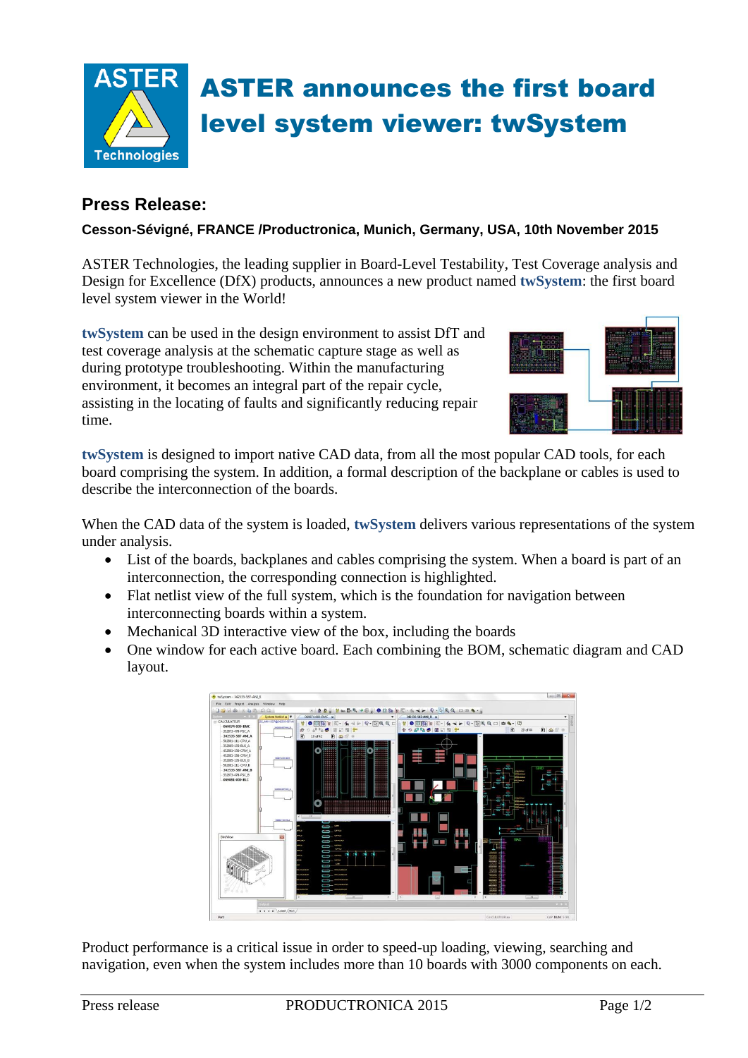# ASTER announces the first board level system viewer: twSystem

## Press Release:

**Cesson-Sévigné, FRANCE /Productronica, Munich, Germany, USA, 10th November 2015**

ASTER Technologies, the leading supplier in Board-Level Testability, Test Coverage analysis and Design for Excellence (DfX) products, announces a new product named **twSystem**: the first board level system viewer in the World!

**twSystem** can be used in the design environment to assist DfT and test coverage analysis at the schematic capture stage as well as during prototype troubleshooting. Within the manufacturing environment, it becomes an integral part of the repair cycle, assisting in the locating of faults and significantly reducing repair time.

**twSystem** is designed to import native CAD data, from all the most popular CAD tools, for each board comprising the system. In addition, a formal description of the backplane or cables is used to describe the interconnection of the boards.

When the CAD data of the system is loaded, **twSystem** delivers various representations of the system under analysis.

- List of the boards, backplanes and cables comprising the system. When a board is part of an interconnection, the corresponding connection is highlighted.
- Flat netlist view of the full system, which is the foundation for navigation between interconnecting boards within a system.
- Mechanical 3D interactive view of the box, including the boards
- One window for each active board. Each combining the BOM, schematic diagram and CAD layout.

Product performance is a critical issue in order to speed-up loading, viewing, searching and navigation, even when the system includes more than 10 boards with 3000 components on each.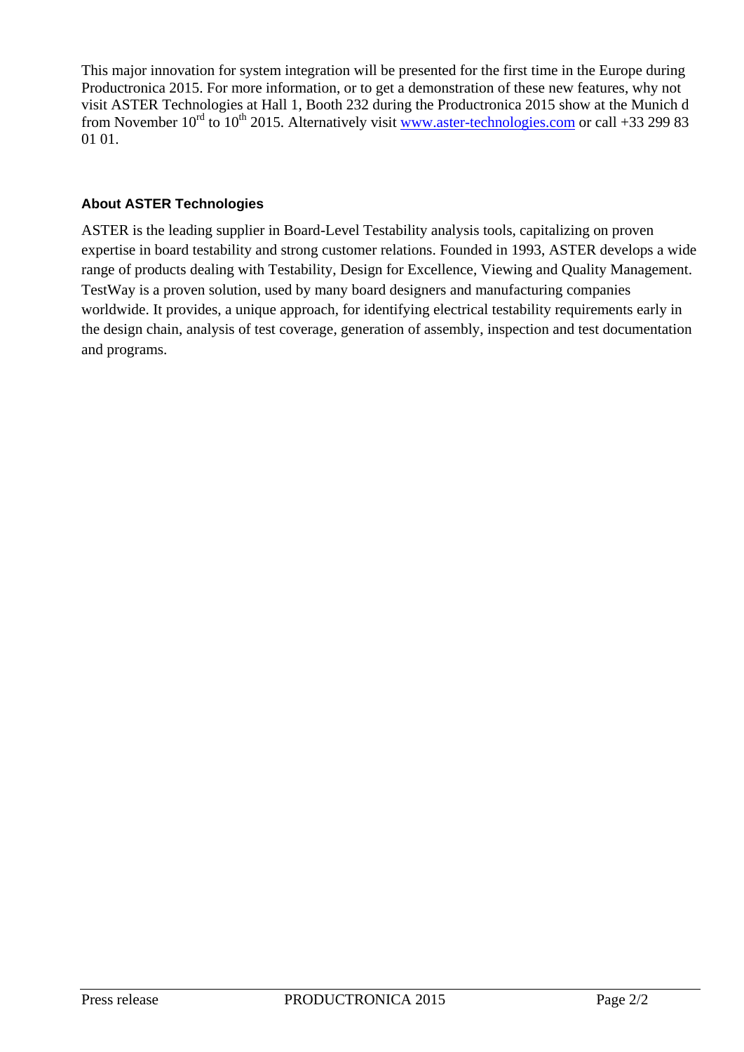This major innovation for system integration will be presented for the first time in the Europe during Productronica 2015. For more information, or to get a demonstration of these new features, why not visit ASTER Technologies at Hall 1, Booth 232 during the Productronica 2015 show at the Munich d from November 10rd to 10th 2015. Alternatively visit www.aster-technologies.com or call +33 299 83 01 01.

### About ASTER Technologies

ASTER is the leading supplier in Board-Level Testability analysis tools, capitalizing on proven expertise in board testability and strong customer relations. Founded in 1993, ASTER develops a wide range of products dealing with Testability, Design for Excellence, Viewing and Quality Management. TestWay is a proven solution, used by many board designers and manufacturing companies worldwide. It provides, a unique approach, for identifying electrical testability requirements early in the design chain, analysis of test coverage, generation of assembly, inspection and test documentation and programs.